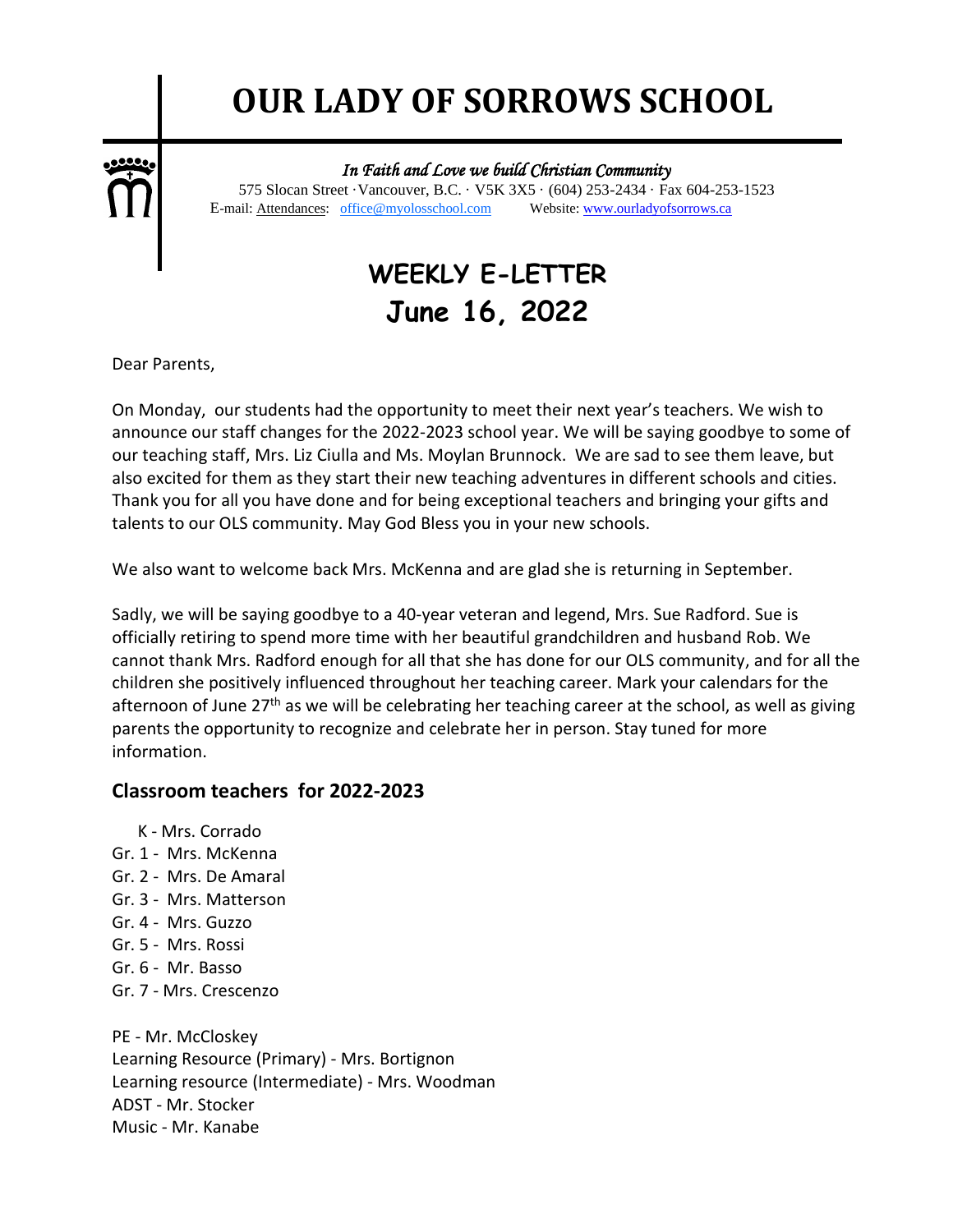# OUR LADY OF SORROWS SCHOOL

*In Faith and Love we build Christian Community*

575 Slocan Street · Vancouver, B.C. · V5K 3X5 · (604) 253-2434 · Fax 604-253-1523
E-mail: Attendances: office@myolosschool.com Website: www.ourladyofsorrows.ca

## WEEKLY E-LETTER
## June 16, 2022

Dear Parents,

On Monday, our students had the opportunity to meet their next year's teachers. We wish to announce our staff changes for the 2022-2023 school year. We will be saying goodbye to some of our teaching staff, Mrs. Liz Ciulla and Ms. Moylan Brunnock. We are sad to see them leave, but also excited for them as they start their new teaching adventures in different schools and cities. Thank you for all you have done and for being exceptional teachers and bringing your gifts and talents to our OLS community. May God Bless you in your new schools.

We also want to welcome back Mrs. McKenna and are glad she is returning in September.

Sadly, we will be saying goodbye to a 40-year veteran and legend, Mrs. Sue Radford. Sue is officially retiring to spend more time with her beautiful grandchildren and husband Rob. We cannot thank Mrs. Radford enough for all that she has done for our OLS community, and for all the children she positively influenced throughout her teaching career. Mark your calendars for the afternoon of June 27th as we will be celebrating her teaching career at the school, as well as giving parents the opportunity to recognize and celebrate her in person. Stay tuned for more information.

### Classroom teachers for 2022-2023

K - Mrs. Corrado
Gr. 1 - Mrs. McKenna
Gr. 2 - Mrs. De Amaral
Gr. 3 - Mrs. Matterson
Gr. 4 - Mrs. Guzzo
Gr. 5 - Mrs. Rossi
Gr. 6 - Mr. Basso
Gr. 7 - Mrs. Crescenzo

PE - Mr. McCloskey
Learning Resource (Primary) - Mrs. Bortignon
Learning resource (Intermediate) - Mrs. Woodman
ADST - Mr. Stocker
Music - Mr. Kanabe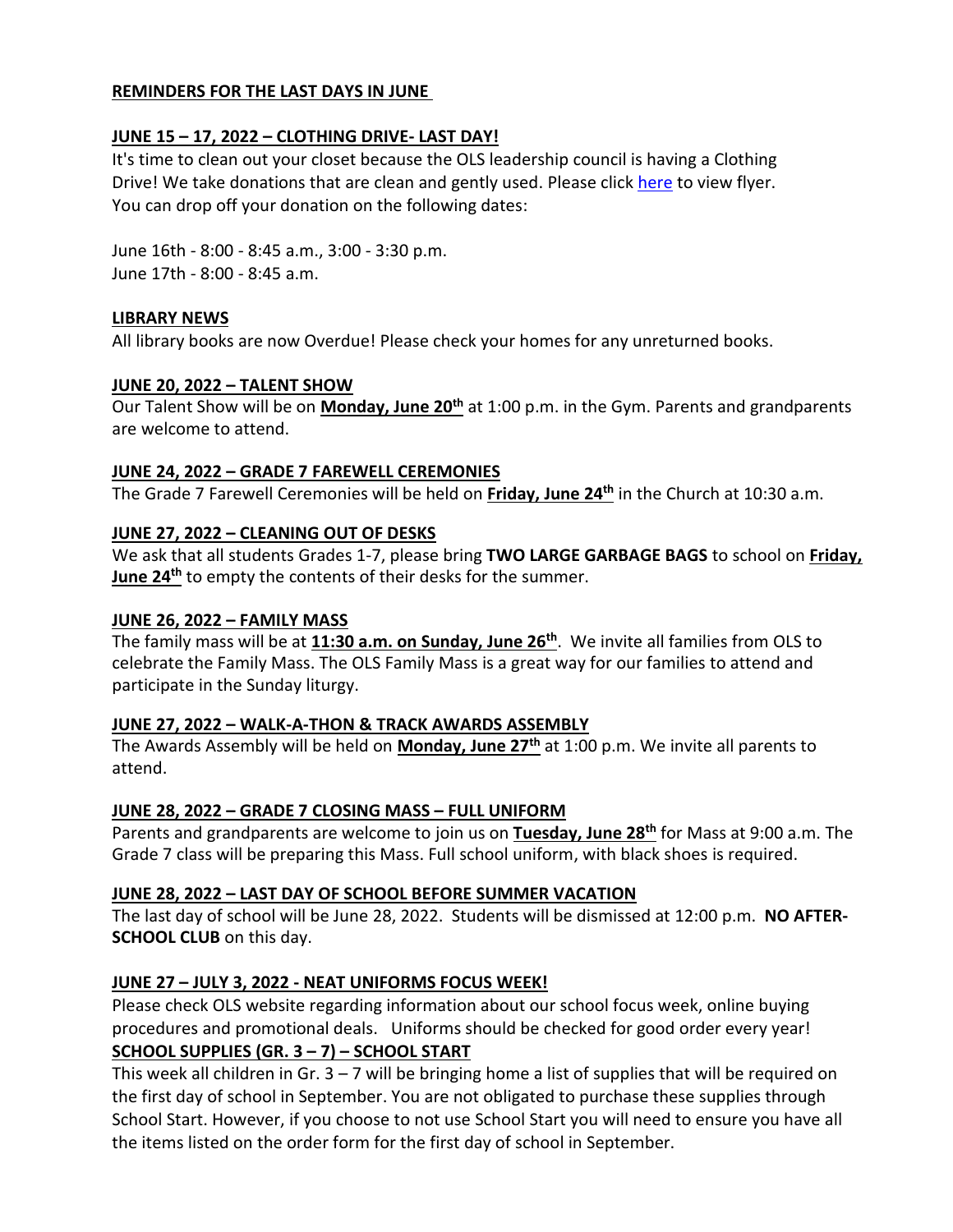**REMINDERS FOR THE LAST DAYS IN JUNE**

**JUNE 15 – 17, 2022 – CLOTHING DRIVE- LAST DAY!**

It's time to clean out your closet because the OLS leadership council is having a Clothing Drive! We take donations that are clean and gently used. Please click here to view flyer. You can drop off your donation on the following dates:

June 16th - 8:00 - 8:45 a.m., 3:00 - 3:30 p.m.
June 17th - 8:00 - 8:45 a.m.

**LIBRARY NEWS**

All library books are now Overdue! Please check your homes for any unreturned books.

**JUNE 20, 2022 – TALENT SHOW**

Our Talent Show will be on **Monday, June 20th** at 1:00 p.m. in the Gym. Parents and grandparents are welcome to attend.

**JUNE 24, 2022 – GRADE 7 FAREWELL CEREMONIES**

The Grade 7 Farewell Ceremonies will be held on **Friday, June 24th** in the Church at 10:30 a.m.

**JUNE 27, 2022 – CLEANING OUT OF DESKS**

We ask that all students Grades 1-7, please bring **TWO LARGE GARBAGE BAGS** to school on **Friday, June 24th** to empty the contents of their desks for the summer.

**JUNE 26, 2022 – FAMILY MASS**

The family mass will be at **11:30 a.m. on Sunday, June 26th**. We invite all families from OLS to celebrate the Family Mass. The OLS Family Mass is a great way for our families to attend and participate in the Sunday liturgy.

**JUNE 27, 2022 – WALK-A-THON & TRACK AWARDS ASSEMBLY**

The Awards Assembly will be held on **Monday, June 27th** at 1:00 p.m. We invite all parents to attend.

**JUNE 28, 2022 – GRADE 7 CLOSING MASS – FULL UNIFORM**

Parents and grandparents are welcome to join us on **Tuesday, June 28th** for Mass at 9:00 a.m. The Grade 7 class will be preparing this Mass. Full school uniform, with black shoes is required.

**JUNE 28, 2022 – LAST DAY OF SCHOOL BEFORE SUMMER VACATION**

The last day of school will be June 28, 2022. Students will be dismissed at 12:00 p.m. **NO AFTER-SCHOOL CLUB** on this day.

**JUNE 27 – JULY 3, 2022 - NEAT UNIFORMS FOCUS WEEK!**

Please check OLS website regarding information about our school focus week, online buying procedures and promotional deals. Uniforms should be checked for good order every year!

**SCHOOL SUPPLIES (GR. 3 – 7) – SCHOOL START**

This week all children in Gr. 3 – 7 will be bringing home a list of supplies that will be required on the first day of school in September. You are not obligated to purchase these supplies through School Start. However, if you choose to not use School Start you will need to ensure you have all the items listed on the order form for the first day of school in September.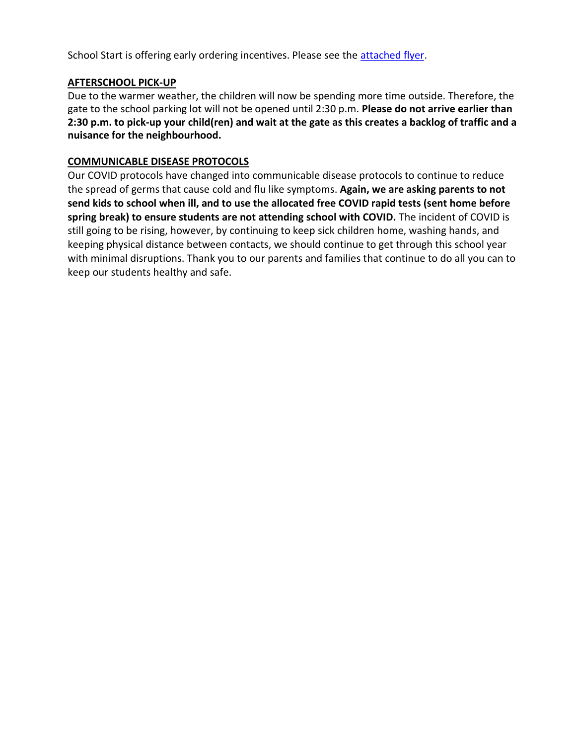School Start is offering early ordering incentives. Please see the [attached flyer](attached flyer).

## **AFTERSCHOOL PICK-UP**

Due to the warmer weather, the children will now be spending more time outside. Therefore, the gate to the school parking lot will not be opened until 2:30 p.m. **Please do not arrive earlier than 2:30 p.m. to pick-up your child(ren) and wait at the gate as this creates a backlog of traffic and a nuisance for the neighbourhood.**

## **COMMUNICABLE DISEASE PROTOCOLS**

Our COVID protocols have changed into communicable disease protocols to continue to reduce the spread of germs that cause cold and flu like symptoms. **Again, we are asking parents to not send kids to school when ill, and to use the allocated free COVID rapid tests (sent home before spring break) to ensure students are not attending school with COVID.** The incident of COVID is still going to be rising, however, by continuing to keep sick children home, washing hands, and keeping physical distance between contacts, we should continue to get through this school year with minimal disruptions. Thank you to our parents and families that continue to do all you can to keep our students healthy and safe.